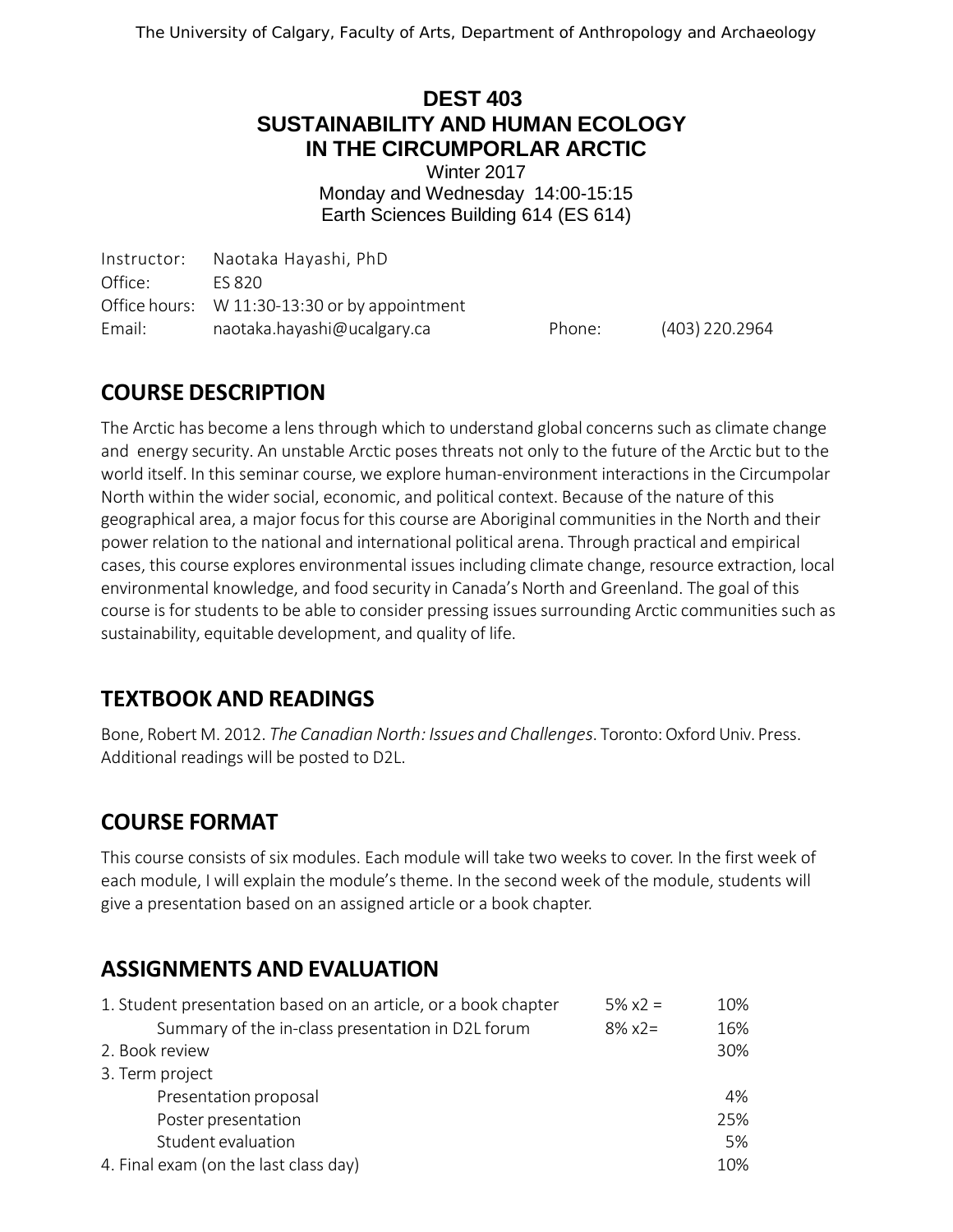The University of Calgary, Faculty of Arts, Department of Anthropology and Archaeology

# DEST 403
# SUSTAINABILITY AND HUMAN ECOLOGY IN THE CIRCUMPORLAR ARCTIC

Winter 2017
Monday and Wednesday 14:00-15:15
Earth Sciences Building 614 (ES 614)

| | | | |
|---|---|---|---|
| Instructor: | Naotaka Hayashi, PhD | | |
| Office: | ES 820 | | |
| Office hours: | W 11:30-13:30 or by appointment | | |
| Email: | naotaka.hayashi@ucalgary.ca | Phone: | (403) 220.2964 |

## COURSE DESCRIPTION

The Arctic has become a lens through which to understand global concerns such as climate change and energy security. An unstable Arctic poses threats not only to the future of the Arctic but to the world itself. In this seminar course, we explore human-environment interactions in the Circumpolar North within the wider social, economic, and political context. Because of the nature of this geographical area, a major focus for this course are Aboriginal communities in the North and their power relation to the national and international political arena. Through practical and empirical cases, this course explores environmental issues including climate change, resource extraction, local environmental knowledge, and food security in Canada's North and Greenland. The goal of this course is for students to be able to consider pressing issues surrounding Arctic communities such as sustainability, equitable development, and quality of life.

## TEXTBOOK AND READINGS

Bone, Robert M. 2012. *The Canadian North: Issues and Challenges*. Toronto: Oxford Univ. Press. Additional readings will be posted to D2L.

## COURSE FORMAT

This course consists of six modules. Each module will take two weeks to cover. In the first week of each module, I will explain the module's theme. In the second week of the module, students will give a presentation based on an assigned article or a book chapter.

## ASSIGNMENTS AND EVALUATION

| | | |
|---|---|---|
| 1. Student presentation based on an article, or a book chapter | 5% x2 = | 10% |
| Summary of the in-class presentation in D2L forum | 8% x2= | 16% |
| 2. Book review | | 30% |
| 3. Term project | | |
| Presentation proposal | | 4% |
| Poster presentation | | 25% |
| Student evaluation | | 5% |
| 4. Final exam (on the last class day) | | 10% |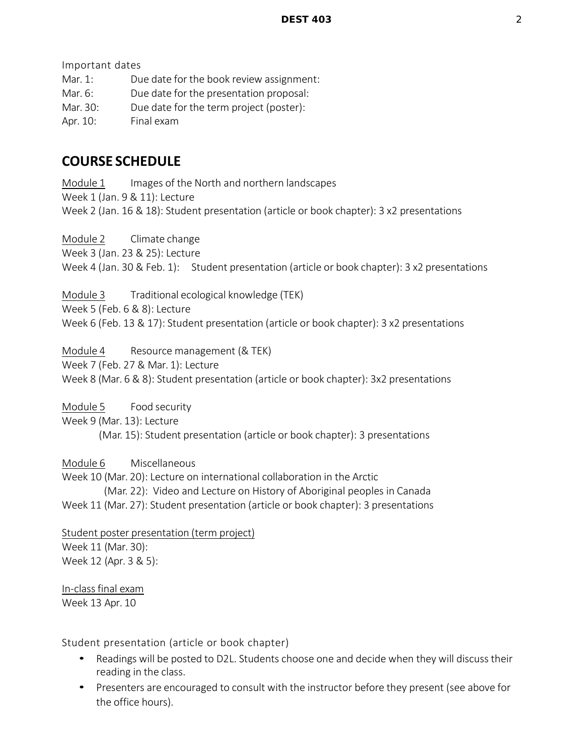Important dates

Mar. 1: Due date for the book review assignment:
Mar. 6: Due date for the presentation proposal:
Mar. 30: Due date for the term project (poster):
Apr. 10: Final exam

## COURSE SCHEDULE

Module 1 Images of the North and northern landscapes
Week 1 (Jan. 9 & 11): Lecture
Week 2 (Jan. 16 & 18): Student presentation (article or book chapter): 3 x2 presentations

Module 2 Climate change
Week 3 (Jan. 23 & 25): Lecture
Week 4 (Jan. 30 & Feb. 1): Student presentation (article or book chapter): 3 x2 presentations

Module 3 Traditional ecological knowledge (TEK)
Week 5 (Feb. 6 & 8): Lecture
Week 6 (Feb. 13 & 17): Student presentation (article or book chapter): 3 x2 presentations

Module 4 Resource management (& TEK)
Week 7 (Feb. 27 & Mar. 1): Lecture
Week 8 (Mar. 6 & 8): Student presentation (article or book chapter): 3x2 presentations

Module 5 Food security
Week 9 (Mar. 13): Lecture
(Mar. 15): Student presentation (article or book chapter): 3 presentations

Module 6 Miscellaneous
Week 10 (Mar. 20): Lecture on international collaboration in the Arctic
(Mar. 22): Video and Lecture on History of Aboriginal peoples in Canada
Week 11 (Mar. 27): Student presentation (article or book chapter): 3 presentations

Student poster presentation (term project)
Week 11 (Mar. 30):
Week 12 (Apr. 3 & 5):

In-class final exam
Week 13 Apr. 10

Student presentation (article or book chapter)

- Readings will be posted to D2L. Students choose one and decide when they will discuss their reading in the class.
- Presenters are encouraged to consult with the instructor before they present (see above for the office hours).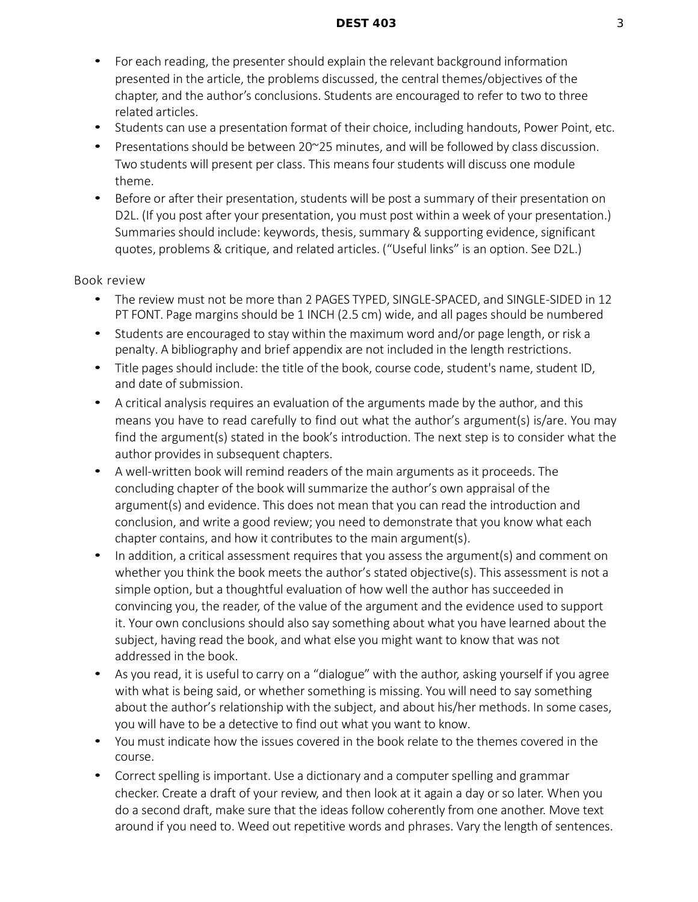- For each reading, the presenter should explain the relevant background information presented in the article, the problems discussed, the central themes/objectives of the chapter, and the author's conclusions. Students are encouraged to refer to two to three related articles.
- Students can use a presentation format of their choice, including handouts, Power Point, etc.
- Presentations should be between 20~25 minutes, and will be followed by class discussion. Two students will present per class. This means four students will discuss one module theme.
- Before or after their presentation, students will be post a summary of their presentation on D2L. (If you post after your presentation, you must post within a week of your presentation.) Summaries should include: keywords, thesis, summary & supporting evidence, significant quotes, problems & critique, and related articles. ("Useful links" is an option. See D2L.)

Book review

- The review must not be more than 2 PAGES TYPED, SINGLE-SPACED, and SINGLE-SIDED in 12 PT FONT. Page margins should be 1 INCH (2.5 cm) wide, and all pages should be numbered
- Students are encouraged to stay within the maximum word and/or page length, or risk a penalty. A bibliography and brief appendix are not included in the length restrictions.
- Title pages should include: the title of the book, course code, student's name, student ID, and date of submission.
- A critical analysis requires an evaluation of the arguments made by the author, and this means you have to read carefully to find out what the author's argument(s) is/are. You may find the argument(s) stated in the book's introduction. The next step is to consider what the author provides in subsequent chapters.
- A well-written book will remind readers of the main arguments as it proceeds. The concluding chapter of the book will summarize the author's own appraisal of the argument(s) and evidence. This does not mean that you can read the introduction and conclusion, and write a good review; you need to demonstrate that you know what each chapter contains, and how it contributes to the main argument(s).
- In addition, a critical assessment requires that you assess the argument(s) and comment on whether you think the book meets the author's stated objective(s). This assessment is not a simple option, but a thoughtful evaluation of how well the author has succeeded in convincing you, the reader, of the value of the argument and the evidence used to support it. Your own conclusions should also say something about what you have learned about the subject, having read the book, and what else you might want to know that was not addressed in the book.
- As you read, it is useful to carry on a "dialogue" with the author, asking yourself if you agree with what is being said, or whether something is missing. You will need to say something about the author's relationship with the subject, and about his/her methods. In some cases, you will have to be a detective to find out what you want to know.
- You must indicate how the issues covered in the book relate to the themes covered in the course.
- Correct spelling is important. Use a dictionary and a computer spelling and grammar checker. Create a draft of your review, and then look at it again a day or so later. When you do a second draft, make sure that the ideas follow coherently from one another. Move text around if you need to. Weed out repetitive words and phrases. Vary the length of sentences.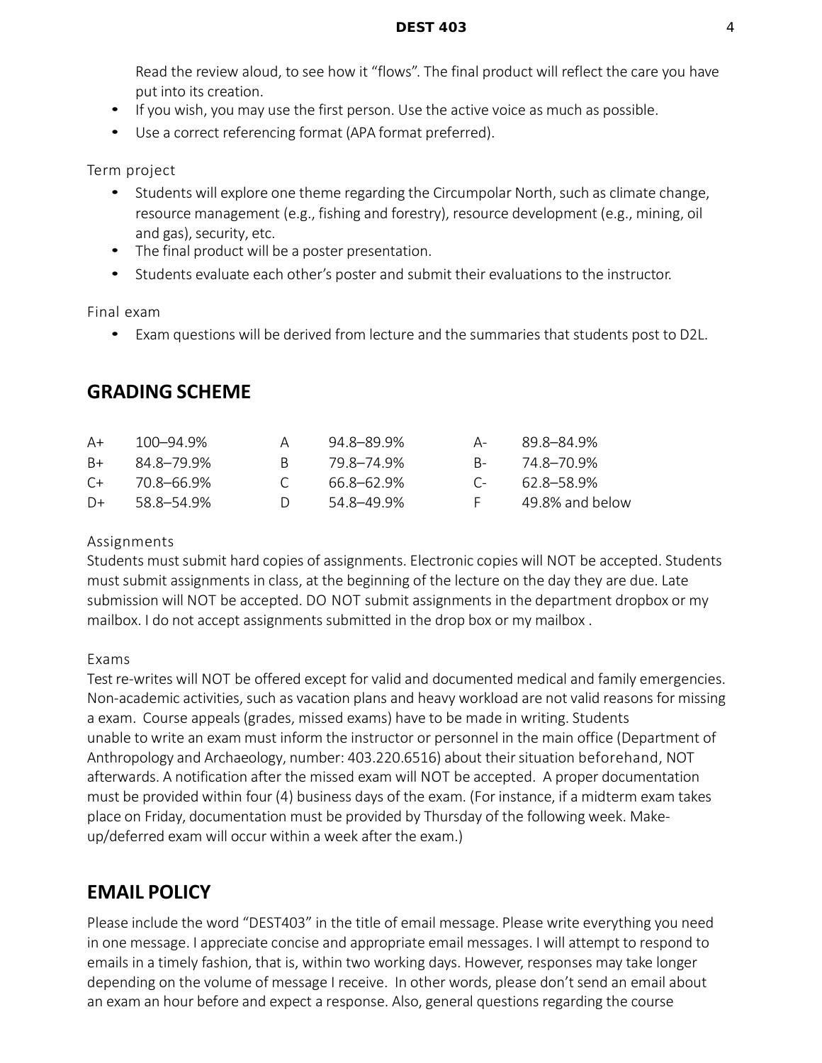Read the review aloud, to see how it "flows". The final product will reflect the care you have put into its creation.

- If you wish, you may use the first person. Use the active voice as much as possible.
- Use a correct referencing format (APA format preferred).

Term project

- Students will explore one theme regarding the Circumpolar North, such as climate change, resource management (e.g., fishing and forestry), resource development (e.g., mining, oil and gas), security, etc.
- The final product will be a poster presentation.
- Students evaluate each other's poster and submit their evaluations to the instructor.

Final exam

- Exam questions will be derived from lecture and the summaries that students post to D2L.

## GRADING SCHEME

| | | | | | |
|---|---|---|---|---|---|
| A+ | 100–94.9% | A | 94.8–89.9% | A- | 89.8–84.9% |
| B+ | 84.8–79.9% | B | 79.8–74.9% | B- | 74.8–70.9% |
| C+ | 70.8–66.9% | C | 66.8–62.9% | C- | 62.8–58.9% |
| D+ | 58.8–54.9% | D | 54.8–49.9% | F | 49.8% and below |

Assignments

Students must submit hard copies of assignments. Electronic copies will NOT be accepted. Students must submit assignments in class, at the beginning of the lecture on the day they are due. Late submission will NOT be accepted. DO NOT submit assignments in the department dropbox or my mailbox. I do not accept assignments submitted in the drop box or my mailbox .

Exams

Test re-writes will NOT be offered except for valid and documented medical and family emergencies. Non-academic activities, such as vacation plans and heavy workload are not valid reasons for missing a exam. Course appeals (grades, missed exams) have to be made in writing. Students unable to write an exam must inform the instructor or personnel in the main office (Department of Anthropology and Archaeology, number: 403.220.6516) about their situation beforehand, NOT afterwards. A notification after the missed exam will NOT be accepted. A proper documentation must be provided within four (4) business days of the exam. (For instance, if a midterm exam takes place on Friday, documentation must be provided by Thursday of the following week. Make-up/deferred exam will occur within a week after the exam.)

## EMAIL POLICY

Please include the word "DEST403" in the title of email message. Please write everything you need in one message. I appreciate concise and appropriate email messages. I will attempt to respond to emails in a timely fashion, that is, within two working days. However, responses may take longer depending on the volume of message I receive. In other words, please don't send an email about an exam an hour before and expect a response. Also, general questions regarding the course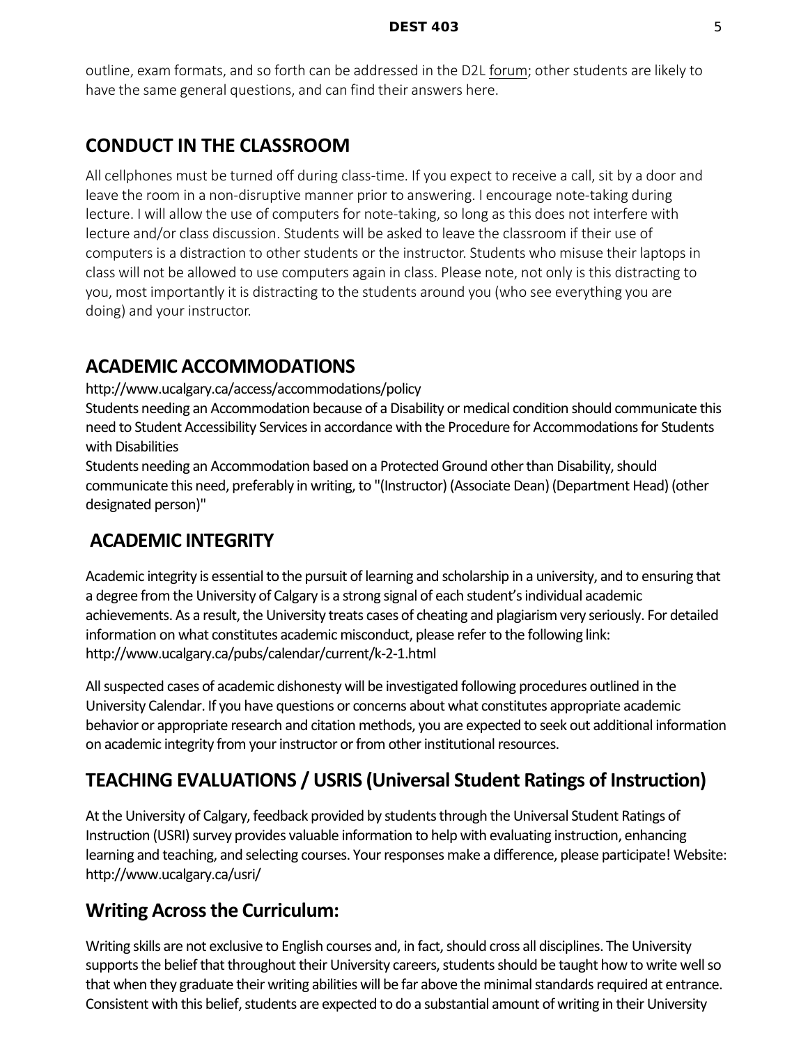outline, exam formats, and so forth can be addressed in the D2L forum; other students are likely to have the same general questions, and can find their answers here.

## CONDUCT IN THE CLASSROOM

All cellphones must be turned off during class-time. If you expect to receive a call, sit by a door and leave the room in a non-disruptive manner prior to answering. I encourage note-taking during lecture. I will allow the use of computers for note-taking, so long as this does not interfere with lecture and/or class discussion. Students will be asked to leave the classroom if their use of computers is a distraction to other students or the instructor. Students who misuse their laptops in class will not be allowed to use computers again in class. Please note, not only is this distracting to you, most importantly it is distracting to the students around you (who see everything you are doing) and your instructor.

## ACADEMIC ACCOMMODATIONS

http://www.ucalgary.ca/access/accommodations/policy

Students needing an Accommodation because of a Disability or medical condition should communicate this need to Student Accessibility Services in accordance with the Procedure for Accommodations for Students with Disabilities

Students needing an Accommodation based on a Protected Ground other than Disability, should communicate this need, preferably in writing, to "(Instructor) (Associate Dean) (Department Head) (other designated person)"

## ACADEMIC INTEGRITY

Academic integrity is essential to the pursuit of learning and scholarship in a university, and to ensuring that a degree from the University of Calgary is a strong signal of each student's individual academic achievements. As a result, the University treats cases of cheating and plagiarism very seriously. For detailed information on what constitutes academic misconduct, please refer to the following link: http://www.ucalgary.ca/pubs/calendar/current/k-2-1.html

All suspected cases of academic dishonesty will be investigated following procedures outlined in the University Calendar. If you have questions or concerns about what constitutes appropriate academic behavior or appropriate research and citation methods, you are expected to seek out additional information on academic integrity from your instructor or from other institutional resources.

## TEACHING EVALUATIONS / USRIS (Universal Student Ratings of Instruction)

At the University of Calgary, feedback provided by students through the Universal Student Ratings of Instruction (USRI) survey provides valuable information to help with evaluating instruction, enhancing learning and teaching, and selecting courses. Your responses make a difference, please participate! Website: http://www.ucalgary.ca/usri/

## Writing Across the Curriculum:

Writing skills are not exclusive to English courses and, in fact, should cross all disciplines. The University supports the belief that throughout their University careers, students should be taught how to write well so that when they graduate their writing abilities will be far above the minimal standards required at entrance. Consistent with this belief, students are expected to do a substantial amount of writing in their University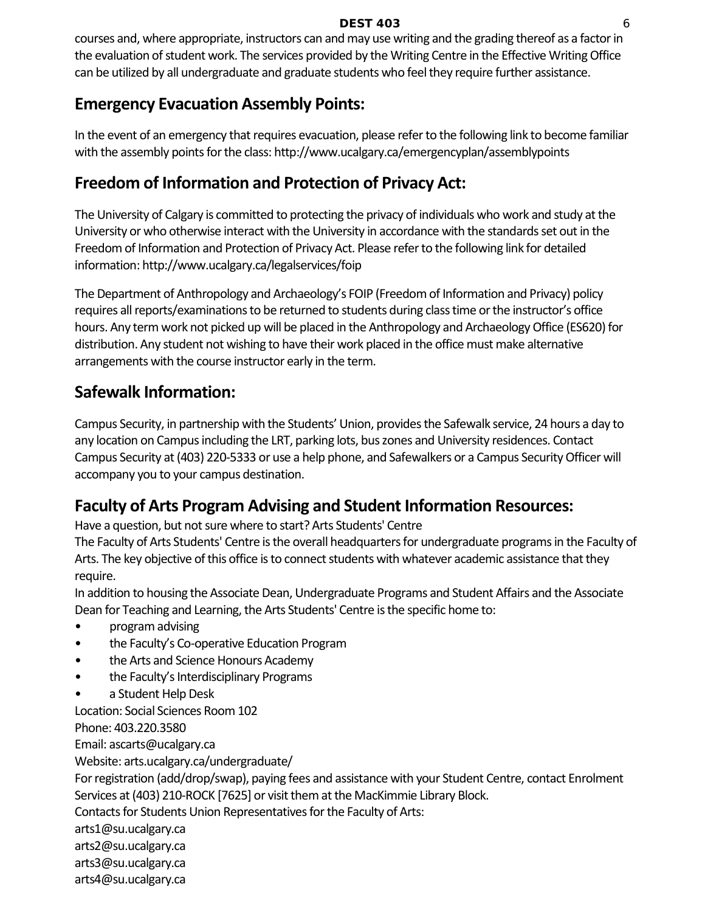courses and, where appropriate, instructors can and may use writing and the grading thereof as a factor in the evaluation of student work. The services provided by the Writing Centre in the Effective Writing Office can be utilized by all undergraduate and graduate students who feel they require further assistance.

## Emergency Evacuation Assembly Points:

In the event of an emergency that requires evacuation, please refer to the following link to become familiar with the assembly points for the class: http://www.ucalgary.ca/emergencyplan/assemblypoints

## Freedom of Information and Protection of Privacy Act:

The University of Calgary is committed to protecting the privacy of individuals who work and study at the University or who otherwise interact with the University in accordance with the standards set out in the Freedom of Information and Protection of Privacy Act. Please refer to the following link for detailed information: http://www.ucalgary.ca/legalservices/foip

The Department of Anthropology and Archaeology's FOIP (Freedom of Information and Privacy) policy requires all reports/examinations to be returned to students during class time or the instructor's office hours. Any term work not picked up will be placed in the Anthropology and Archaeology Office (ES620) for distribution. Any student not wishing to have their work placed in the office must make alternative arrangements with the course instructor early in the term.

## Safewalk Information:

Campus Security, in partnership with the Students' Union, provides the Safewalk service, 24 hours a day to any location on Campus including the LRT, parking lots, bus zones and University residences. Contact Campus Security at (403) 220-5333 or use a help phone, and Safewalkers or a Campus Security Officer will accompany you to your campus destination.

## Faculty of Arts Program Advising and Student Information Resources:

Have a question, but not sure where to start? Arts Students' Centre
The Faculty of Arts Students' Centre is the overall headquarters for undergraduate programs in the Faculty of Arts. The key objective of this office is to connect students with whatever academic assistance that they require.
In addition to housing the Associate Dean, Undergraduate Programs and Student Affairs and the Associate Dean for Teaching and Learning, the Arts Students' Centre is the specific home to:

- program advising
- the Faculty's Co-operative Education Program
- the Arts and Science Honours Academy
- the Faculty's Interdisciplinary Programs
- a Student Help Desk

Location: Social Sciences Room 102
Phone: 403.220.3580
Email: ascarts@ucalgary.ca
Website: arts.ucalgary.ca/undergraduate/
For registration (add/drop/swap), paying fees and assistance with your Student Centre, contact Enrolment Services at (403) 210-ROCK [7625] or visit them at the MacKimmie Library Block.
Contacts for Students Union Representatives for the Faculty of Arts:
arts1@su.ucalgary.ca
arts2@su.ucalgary.ca
arts3@su.ucalgary.ca
arts4@su.ucalgary.ca